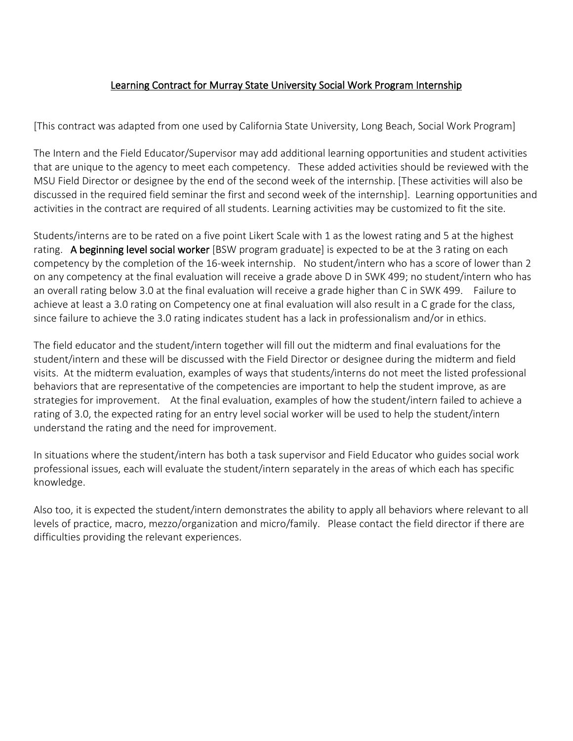# Learning Contract for Murray State University Social Work Program Internship

[This contract was adapted from one used by California State University, Long Beach, Social Work Program]

The Intern and the Field Educator/Supervisor may add additional learning opportunities and student activities that are unique to the agency to meet each competency. These added activities should be reviewed with the MSU Field Director or designee by the end of the second week of the internship. [These activities will also be discussed in the required field seminar the first and second week of the internship]. Learning opportunities and activities in the contract are required of all students. Learning activities may be customized to fit the site.

Students/interns are to be rated on a five point Likert Scale with 1 as the lowest rating and 5 at the highest rating. **A beginning level social worker** [BSW program graduate] is expected to be at the 3 rating on each competency by the completion of the 16-week internship. No student/intern who has a score of lower than 2 on any competency at the final evaluation will receive a grade above D in SWK 499; no student/intern who has an overall rating below 3.0 at the final evaluation will receive a grade higher than C in SWK 499. Failure to achieve at least a 3.0 rating on Competency one at final evaluation will also result in a C grade for the class, since failure to achieve the 3.0 rating indicates student has a lack in professionalism and/or in ethics.

The field educator and the student/intern together will fill out the midterm and final evaluations for the student/intern and these will be discussed with the Field Director or designee during the midterm and field visits. At the midterm evaluation, examples of ways that students/interns do not meet the listed professional behaviors that are representative of the competencies are important to help the student improve, as are strategies for improvement. At the final evaluation, examples of how the student/intern failed to achieve a rating of 3.0, the expected rating for an entry level social worker will be used to help the student/intern understand the rating and the need for improvement.

In situations where the student/intern has both a task supervisor and Field Educator who guides social work professional issues, each will evaluate the student/intern separately in the areas of which each has specific knowledge.

Also too, it is expected the student/intern demonstrates the ability to apply all behaviors where relevant to all levels of practice, macro, mezzo/organization and micro/family. Please contact the field director if there are difficulties providing the relevant experiences.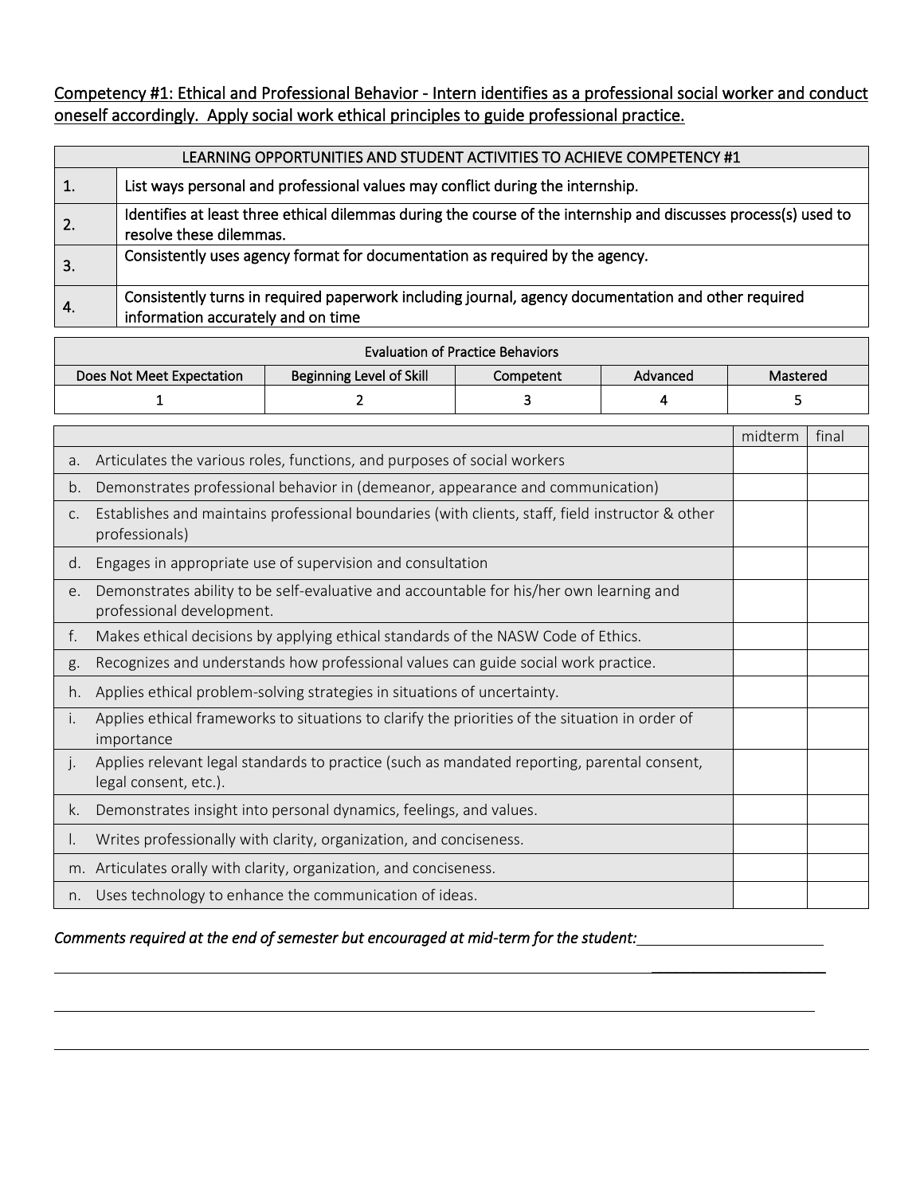Competency #1: Ethical and Professional Behavior - Intern identifies as a professional social worker and conduct oneself accordingly. Apply social work ethical principles to guide professional practice.

| LEARNING OPPORTUNITIES AND STUDENT ACTIVITIES TO ACHIEVE COMPETENCY #1 | |
|---|---|
| 1. | List ways personal and professional values may conflict during the internship. |
| 2. | Identifies at least three ethical dilemmas during the course of the internship and discusses process(s) used to resolve these dilemmas. |
| 3. | Consistently uses agency format for documentation as required by the agency. |
| 4. | Consistently turns in required paperwork including journal, agency documentation and other required information accurately and on time |

| Evaluation of Practice Behaviors | | | | |
|---|---|---|---|---|
| Does Not Meet Expectation | Beginning Level of Skill | Competent | Advanced | Mastered |
| 1 | 2 | 3 | 4 | 5 |

| | midterm | final |
|---|---|---|
| a. Articulates the various roles, functions, and purposes of social workers | | |
| b. Demonstrates professional behavior in (demeanor, appearance and communication) | | |
| c. Establishes and maintains professional boundaries (with clients, staff, field instructor & other professionals) | | |
| d. Engages in appropriate use of supervision and consultation | | |
| e. Demonstrates ability to be self-evaluative and accountable for his/her own learning and professional development. | | |
| f. Makes ethical decisions by applying ethical standards of the NASW Code of Ethics. | | |
| g. Recognizes and understands how professional values can guide social work practice. | | |
| h. Applies ethical problem-solving strategies in situations of uncertainty. | | |
| i. Applies ethical frameworks to situations to clarify the priorities of the situation in order of importance | | |
| j. Applies relevant legal standards to practice (such as mandated reporting, parental consent, legal consent, etc.). | | |
| k. Demonstrates insight into personal dynamics, feelings, and values. | | |
| l. Writes professionally with clarity, organization, and conciseness. | | |
| m. Articulates orally with clarity, organization, and conciseness. | | |
| n. Uses technology to enhance the communication of ideas. | | |

*Comments required at the end of semester but encouraged at mid-term for the student:*\_\_\_\_\_\_\_\_\_\_\_\_\_\_\_\_\_\_\_\_\_\_\_\_

\_\_\_\_\_\_\_\_\_\_\_\_\_\_\_\_\_\_\_\_\_\_\_\_\_\_\_\_\_\_\_\_\_\_\_\_\_\_\_\_\_\_\_\_\_\_\_\_\_\_\_\_\_\_\_\_\_\_\_\_\_\_\_\_\_\_\_\_\_\_\_\_\_\_\_\_\_\_\_\_\_\_\_\_

\_\_\_\_\_\_\_\_\_\_\_\_\_\_\_\_\_\_\_\_\_\_\_\_\_\_\_\_\_\_\_\_\_\_\_\_\_\_\_\_\_\_\_\_\_\_\_\_\_\_\_\_\_\_\_\_\_\_\_\_\_\_\_\_\_\_\_\_\_\_\_\_\_\_\_\_\_\_\_\_\_\_\_\_

\_\_\_\_\_\_\_\_\_\_\_\_\_\_\_\_\_\_\_\_\_\_\_\_\_\_\_\_\_\_\_\_\_\_\_\_\_\_\_\_\_\_\_\_\_\_\_\_\_\_\_\_\_\_\_\_\_\_\_\_\_\_\_\_\_\_\_\_\_\_\_\_\_\_\_\_\_\_\_\_\_\_\_\_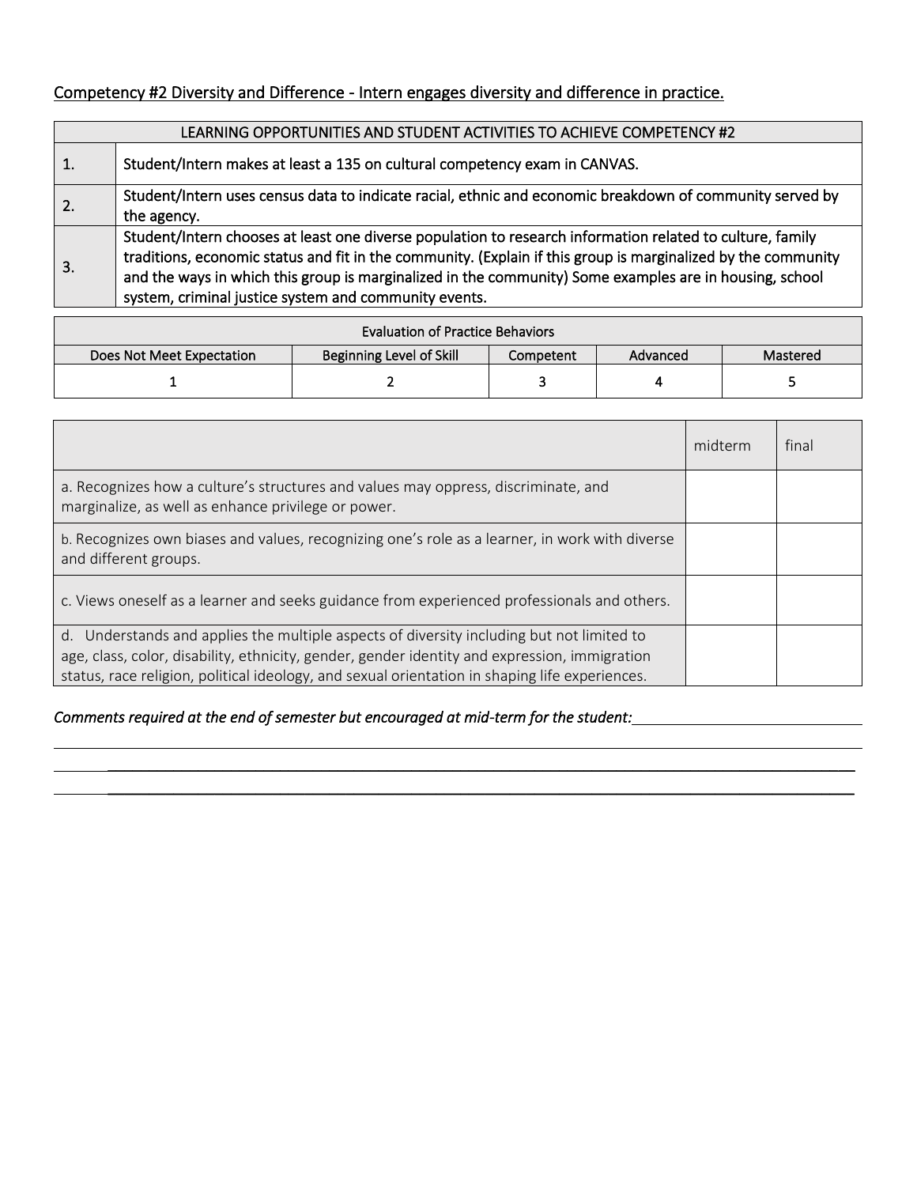Competency #2 Diversity and Difference - Intern engages diversity and difference in practice.

| LEARNING OPPORTUNITIES AND STUDENT ACTIVITIES TO ACHIEVE COMPETENCY #2 | |
|---|---|
| 1. | Student/Intern makes at least a 135 on cultural competency exam in CANVAS. |
| 2. | Student/Intern uses census data to indicate racial, ethnic and economic breakdown of community served by the agency. |
| 3. | Student/Intern chooses at least one diverse population to research information related to culture, family traditions, economic status and fit in the community. (Explain if this group is marginalized by the community and the ways in which this group is marginalized in the community) Some examples are in housing, school system, criminal justice system and community events. |

| Evaluation of Practice Behaviors | | | | |
|---|---|---|---|---|
| Does Not Meet Expectation | Beginning Level of Skill | Competent | Advanced | Mastered |
| 1 | 2 | 3 | 4 | 5 |

| | midterm | final |
|---|---|---|
| a. Recognizes how a culture's structures and values may oppress, discriminate, and marginalize, as well as enhance privilege or power. | | |
| b. Recognizes own biases and values, recognizing one's role as a learner, in work with diverse and different groups. | | |
| c. Views oneself as a learner and seeks guidance from experienced professionals and others. | | |
| d. Understands and applies the multiple aspects of diversity including but not limited to age, class, color, disability, ethnicity, gender, gender identity and expression, immigration status, race religion, political ideology, and sexual orientation in shaping life experiences. | | |

*Comments required at the end of semester but encouraged at mid-term for the student:*______________________________

____________________________________________________________________________________________

____________________________________________________________________________________________

____________________________________________________________________________________________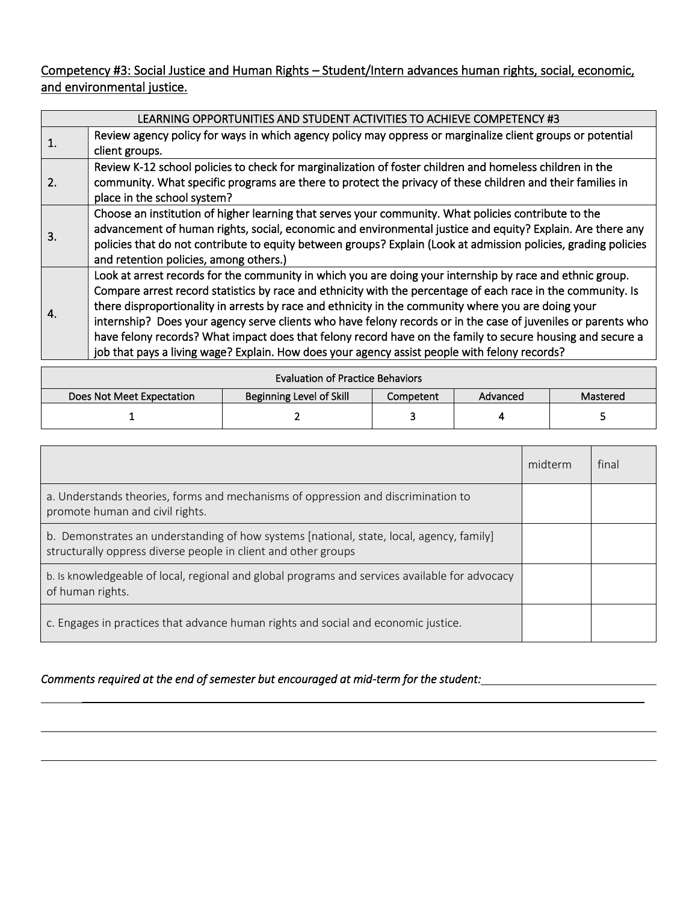Competency #3: Social Justice and Human Rights – Student/Intern advances human rights, social, economic, and environmental justice.

| LEARNING OPPORTUNITIES AND STUDENT ACTIVITIES TO ACHIEVE COMPETENCY #3 | |
|---|---|
| 1. | Review agency policy for ways in which agency policy may oppress or marginalize client groups or potential client groups. |
| 2. | Review K-12 school policies to check for marginalization of foster children and homeless children in the community. What specific programs are there to protect the privacy of these children and their families in place in the school system? |
| 3. | Choose an institution of higher learning that serves your community. What policies contribute to the advancement of human rights, social, economic and environmental justice and equity? Explain. Are there any policies that do not contribute to equity between groups? Explain (Look at admission policies, grading policies and retention policies, among others.) |
| 4. | Look at arrest records for the community in which you are doing your internship by race and ethnic group. Compare arrest record statistics by race and ethnicity with the percentage of each race in the community. Is there disproportionality in arrests by race and ethnicity in the community where you are doing your internship? Does your agency serve clients who have felony records or in the case of juveniles or parents who have felony records? What impact does that felony record have on the family to secure housing and secure a job that pays a living wage? Explain. How does your agency assist people with felony records? |

| Evaluation of Practice Behaviors | | | | |
|---|---|---|---|---|
| Does Not Meet Expectation | Beginning Level of Skill | Competent | Advanced | Mastered |
| 1 | 2 | 3 | 4 | 5 |

| | midterm | final |
|---|---|---|
| a. Understands theories, forms and mechanisms of oppression and discrimination to promote human and civil rights. | | |
| b. Demonstrates an understanding of how systems [national, state, local, agency, family] structurally oppress diverse people in client and other groups | | |
| b. Is knowledgeable of local, regional and global programs and services available for advocacy of human rights. | | |
| c. Engages in practices that advance human rights and social and economic justice. | | |

*Comments required at the end of semester but encouraged at mid-term for the student:*\_\_\_\_\_\_\_\_\_\_\_\_\_\_\_\_\_\_\_\_\_\_\_\_\_\_\_\_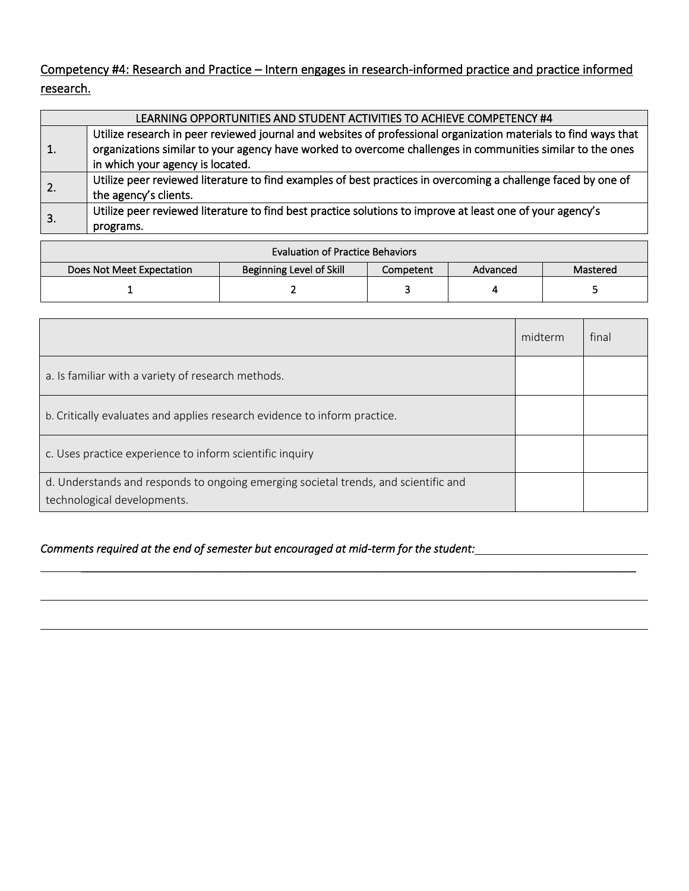<u>Competency #4: Research and Practice – Intern engages in research-informed practice and practice informed research.</u>

| LEARNING OPPORTUNITIES AND STUDENT ACTIVITIES TO ACHIEVE COMPETENCY #4 | |
|---|---|
| 1. | Utilize research in peer reviewed journal and websites of professional organization materials to find ways that organizations similar to your agency have worked to overcome challenges in communities similar to the ones in which your agency is located. |
| 2. | Utilize peer reviewed literature to find examples of best practices in overcoming a challenge faced by one of the agency's clients. |
| 3. | Utilize peer reviewed literature to find best practice solutions to improve at least one of your agency's programs. |

| Evaluation of Practice Behaviors | | | | |
|---|---|---|---|---|
| Does Not Meet Expectation | Beginning Level of Skill | Competent | Advanced | Mastered |
| 1 | 2 | 3 | 4 | 5 |

| | midterm | final |
|---|---|---|
| a. Is familiar with a variety of research methods. | | |
| b. Critically evaluates and applies research evidence to inform practice. | | |
| c. Uses practice experience to inform scientific inquiry | | |
| d. Understands and responds to ongoing emerging societal trends, and scientific and technological developments. | | |

*Comments required at the end of semester but encouraged at mid-term for the student:*\_\_\_\_\_\_\_\_\_\_\_\_\_\_\_\_\_\_\_\_\_\_\_\_\_\_\_\_

\_\_\_\_\_\_\_\_\_\_\_\_\_\_\_\_\_\_\_\_\_\_\_\_\_\_\_\_\_\_\_\_\_\_\_\_\_\_\_\_\_\_\_\_\_\_\_\_\_\_\_\_\_\_\_\_\_\_\_\_\_\_\_\_\_\_\_\_\_\_\_\_\_\_\_\_\_\_\_\_\_\_\_\_\_\_\_\_\_\_\_\_

\_\_\_\_\_\_\_\_\_\_\_\_\_\_\_\_\_\_\_\_\_\_\_\_\_\_\_\_\_\_\_\_\_\_\_\_\_\_\_\_\_\_\_\_\_\_\_\_\_\_\_\_\_\_\_\_\_\_\_\_\_\_\_\_\_\_\_\_\_\_\_\_\_\_\_\_\_\_\_\_\_\_\_\_\_\_\_\_\_\_\_\_

\_\_\_\_\_\_\_\_\_\_\_\_\_\_\_\_\_\_\_\_\_\_\_\_\_\_\_\_\_\_\_\_\_\_\_\_\_\_\_\_\_\_\_\_\_\_\_\_\_\_\_\_\_\_\_\_\_\_\_\_\_\_\_\_\_\_\_\_\_\_\_\_\_\_\_\_\_\_\_\_\_\_\_\_\_\_\_\_\_\_\_\_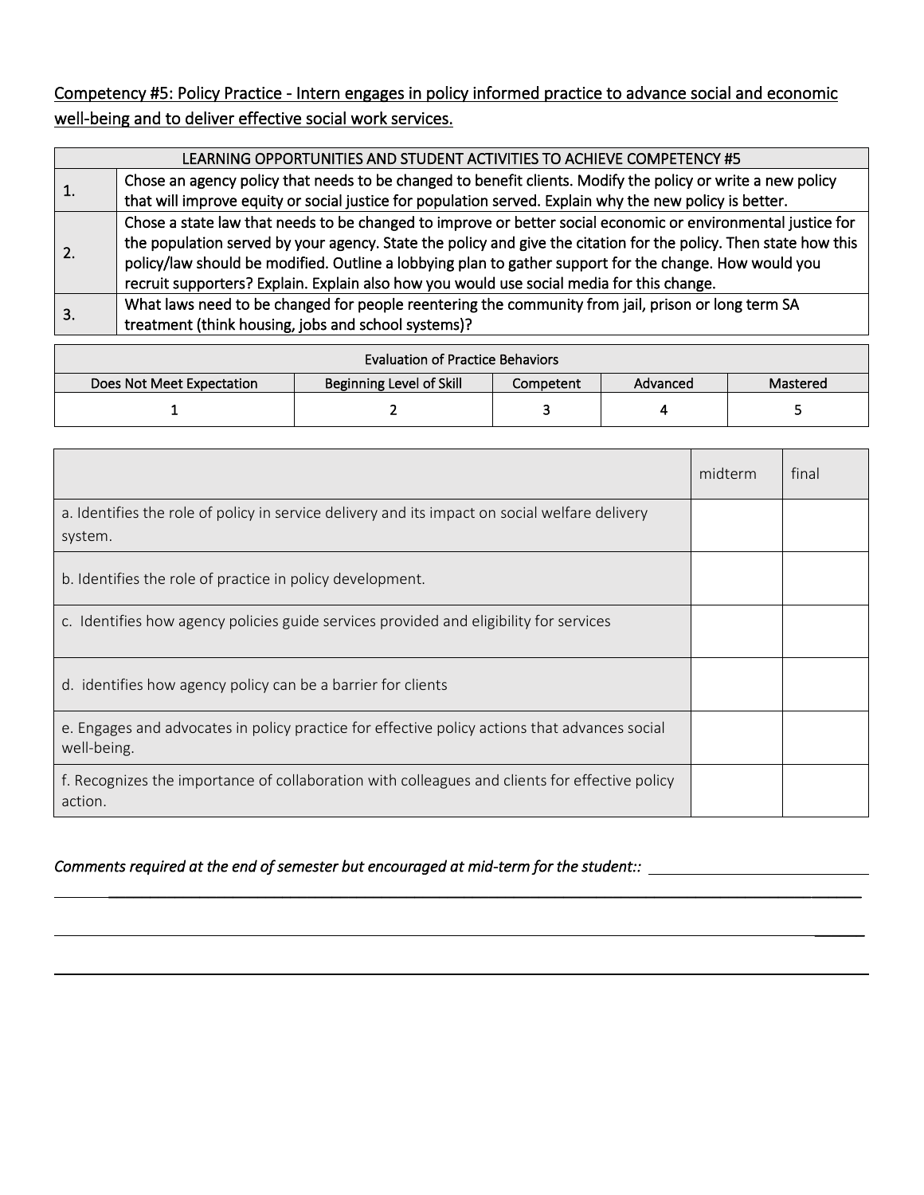Competency #5: Policy Practice - Intern engages in policy informed practice to advance social and economic well-being and to deliver effective social work services.

| LEARNING OPPORTUNITIES AND STUDENT ACTIVITIES TO ACHIEVE COMPETENCY #5 | |
|---|---|
| 1. | Chose an agency policy that needs to be changed to benefit clients. Modify the policy or write a new policy that will improve equity or social justice for population served. Explain why the new policy is better. |
| 2. | Chose a state law that needs to be changed to improve or better social economic or environmental justice for the population served by your agency. State the policy and give the citation for the policy. Then state how this policy/law should be modified. Outline a lobbying plan to gather support for the change. How would you recruit supporters? Explain. Explain also how you would use social media for this change. |
| 3. | What laws need to be changed for people reentering the community from jail, prison or long term SA treatment (think housing, jobs and school systems)? |

| Evaluation of Practice Behaviors | | | | |
|---|---|---|---|---|
| Does Not Meet Expectation | Beginning Level of Skill | Competent | Advanced | Mastered |
| 1 | 2 | 3 | 4 | 5 |

| | midterm | final |
|---|---|---|
| a. Identifies the role of policy in service delivery and its impact on social welfare delivery system. | | |
| b. Identifies the role of practice in policy development. | | |
| c. Identifies how agency policies guide services provided and eligibility for services | | |
| d. identifies how agency policy can be a barrier for clients | | |
| e. Engages and advocates in policy practice for effective policy actions that advances social well-being. | | |
| f. Recognizes the importance of collaboration with colleagues and clients for effective policy action. | | |

*Comments required at the end of semester but encouraged at mid-term for the student::* ______________________________

________________________________________________________________________________________________

________________________________________________________________________________________________

________________________________________________________________________________________________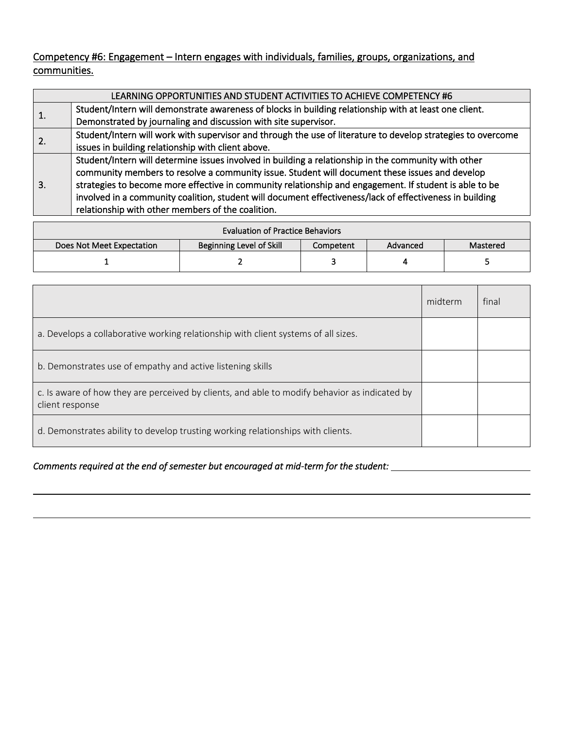Competency #6: Engagement – Intern engages with individuals, families, groups, organizations, and communities.

| LEARNING OPPORTUNITIES AND STUDENT ACTIVITIES TO ACHIEVE COMPETENCY #6 | |
|---|---|
| 1. | Student/Intern will demonstrate awareness of blocks in building relationship with at least one client. Demonstrated by journaling and discussion with site supervisor. |
| 2. | Student/Intern will work with supervisor and through the use of literature to develop strategies to overcome issues in building relationship with client above. |
| 3. | Student/Intern will determine issues involved in building a relationship in the community with other community members to resolve a community issue. Student will document these issues and develop strategies to become more effective in community relationship and engagement. If student is able to be involved in a community coalition, student will document effectiveness/lack of effectiveness in building relationship with other members of the coalition. |

| Evaluation of Practice Behaviors | | | | |
|---|---|---|---|---|
| Does Not Meet Expectation | Beginning Level of Skill | Competent | Advanced | Mastered |
| 1 | 2 | 3 | 4 | 5 |

| | midterm | final |
|---|---|---|
| a. Develops a collaborative working relationship with client systems of all sizes. | | |
| b. Demonstrates use of empathy and active listening skills | | |
| c. Is aware of how they are perceived by clients, and able to modify behavior as indicated by client response | | |
| d. Demonstrates ability to develop trusting working relationships with clients. | | |

*Comments required at the end of semester but encouraged at mid-term for the student:* ______________________________

______________________________________________________________________________

______________________________________________________________________________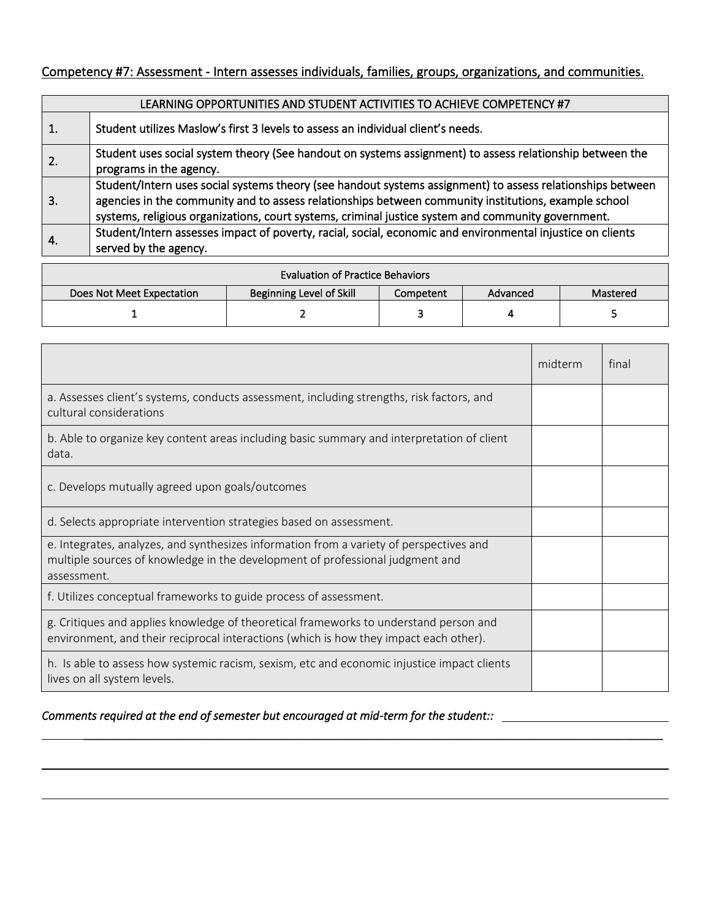Competency #7: Assessment - Intern assesses individuals, families, groups, organizations, and communities.

| LEARNING OPPORTUNITIES AND STUDENT ACTIVITIES TO ACHIEVE COMPETENCY #7 | |
|---|---|
| 1. | Student utilizes Maslow's first 3 levels to assess an individual client's needs. |
| 2. | Student uses social system theory (See handout on systems assignment) to assess relationship between the programs in the agency. |
| 3. | Student/Intern uses social systems theory (see handout systems assignment) to assess relationships between agencies in the community and to assess relationships between community institutions, example school systems, religious organizations, court systems, criminal justice system and community government. |
| 4. | Student/Intern assesses impact of poverty, racial, social, economic and environmental injustice on clients served by the agency. |

| Evaluation of Practice Behaviors | | | | |
|---|---|---|---|---|
| Does Not Meet Expectation | Beginning Level of Skill | Competent | Advanced | Mastered |
| 1 | 2 | 3 | 4 | 5 |

| | midterm | final |
|---|---|---|
| a. Assesses client's systems, conducts assessment, including strengths, risk factors, and cultural considerations | | |
| b. Able to organize key content areas including basic summary and interpretation of client data. | | |
| c. Develops mutually agreed upon goals/outcomes | | |
| d. Selects appropriate intervention strategies based on assessment. | | |
| e. Integrates, analyzes, and synthesizes information from a variety of perspectives and multiple sources of knowledge in the development of professional judgment and assessment. | | |
| f. Utilizes conceptual frameworks to guide process of assessment. | | |
| g. Critiques and applies knowledge of theoretical frameworks to understand person and environment, and their reciprocal interactions (which is how they impact each other). | | |
| h. Is able to assess how systemic racism, sexism, etc and economic injustice impact clients lives on all system levels. | | |

*Comments required at the end of semester but encouraged at mid-term for the student::* \_\_\_\_\_\_\_\_\_\_\_\_\_\_\_\_\_\_\_\_\_\_\_\_\_\_

\_\_\_\_\_\_\_\_\_\_\_\_\_\_\_\_\_\_\_\_\_\_\_\_\_\_\_\_\_\_\_\_\_\_\_\_\_\_\_\_\_\_\_\_\_\_\_\_\_\_\_\_\_\_\_\_\_\_\_\_\_\_\_\_\_\_\_\_\_\_\_\_\_\_\_\_\_\_\_\_\_\_\_\_\_\_\_\_\_\_

\_\_\_\_\_\_\_\_\_\_\_\_\_\_\_\_\_\_\_\_\_\_\_\_\_\_\_\_\_\_\_\_\_\_\_\_\_\_\_\_\_\_\_\_\_\_\_\_\_\_\_\_\_\_\_\_\_\_\_\_\_\_\_\_\_\_\_\_\_\_\_\_\_\_\_\_\_\_\_\_\_\_\_\_\_\_\_\_\_\_

\_\_\_\_\_\_\_\_\_\_\_\_\_\_\_\_\_\_\_\_\_\_\_\_\_\_\_\_\_\_\_\_\_\_\_\_\_\_\_\_\_\_\_\_\_\_\_\_\_\_\_\_\_\_\_\_\_\_\_\_\_\_\_\_\_\_\_\_\_\_\_\_\_\_\_\_\_\_\_\_\_\_\_\_\_\_\_\_\_\_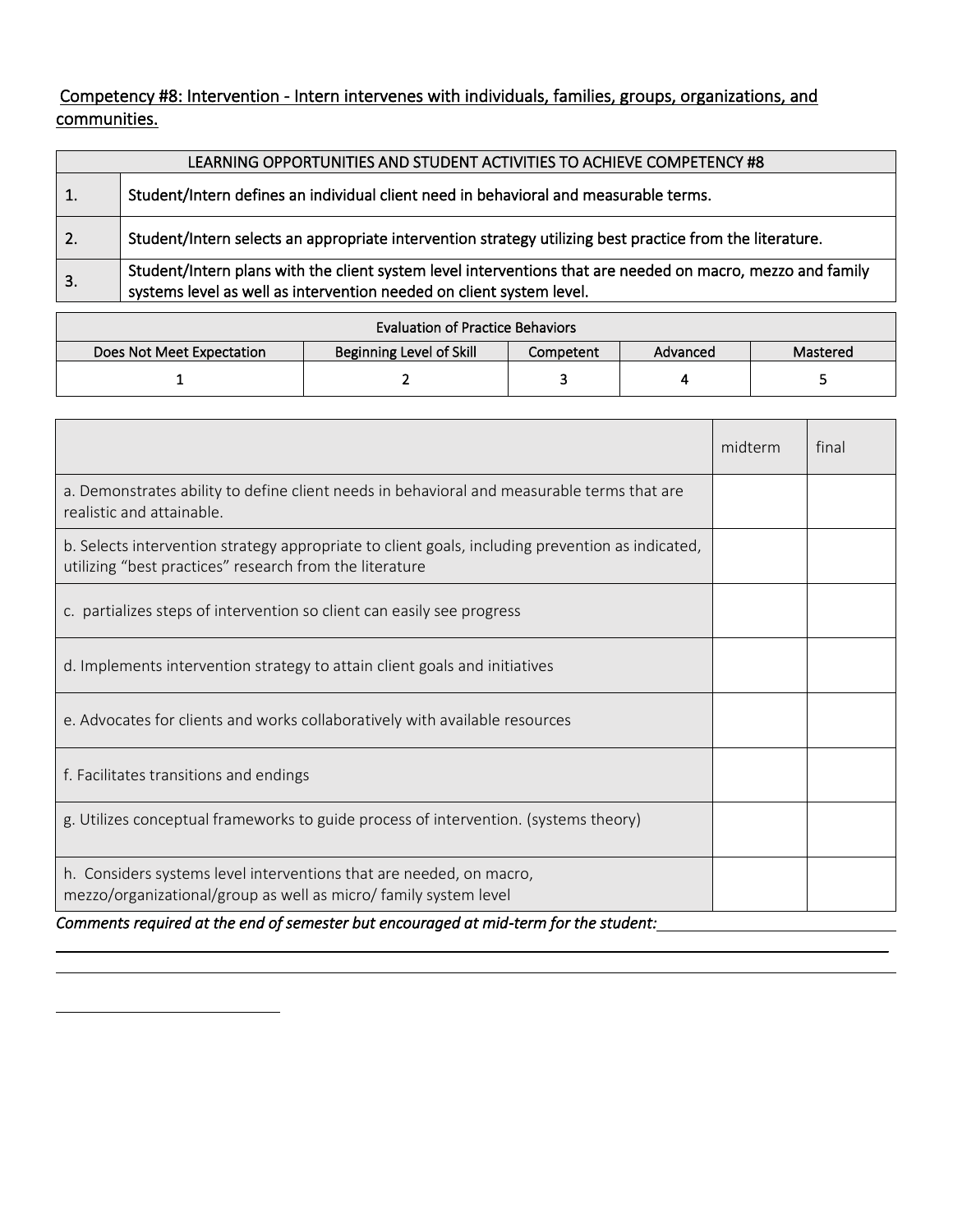Competency #8: Intervention - Intern intervenes with individuals, families, groups, organizations, and communities.

| LEARNING OPPORTUNITIES AND STUDENT ACTIVITIES TO ACHIEVE COMPETENCY #8 | |
|---|---|
| 1. | **Student/Intern defines an individual client need in behavioral and measurable terms.** |
| 2. | **Student/Intern selects an appropriate intervention strategy utilizing best practice from the literature.** |
| 3. | **Student/Intern plans with the client system level interventions that are needed on macro, mezzo and family systems level as well as intervention needed on client system level.** |

| Evaluation of Practice Behaviors | | | | |
|---|---|---|---|---|
| Does Not Meet Expectation | Beginning Level of Skill | Competent | Advanced | Mastered |
| 1 | 2 | 3 | 4 | 5 |

| | midterm | final |
|---|---|---|
| a. Demonstrates ability to define client needs in behavioral and measurable terms that are realistic and attainable. | | |
| b. Selects intervention strategy appropriate to client goals, including prevention as indicated, utilizing "best practices" research from the literature | | |
| c. partializes steps of intervention so client can easily see progress | | |
| d. Implements intervention strategy to attain client goals and initiatives | | |
| e. Advocates for clients and works collaboratively with available resources | | |
| f. Facilitates transitions and endings | | |
| g. Utilizes conceptual frameworks to guide process of intervention. (systems theory) | | |
| h. Considers systems level interventions that are needed, on macro, mezzo/organizational/group as well as micro/ family system level | | |

*Comments required at the end of semester but encouraged at mid-term for the student:*\_\_\_\_\_\_\_\_\_\_\_\_\_\_\_\_\_\_\_\_\_\_\_\_\_\_\_\_\_\_\_\_\_\_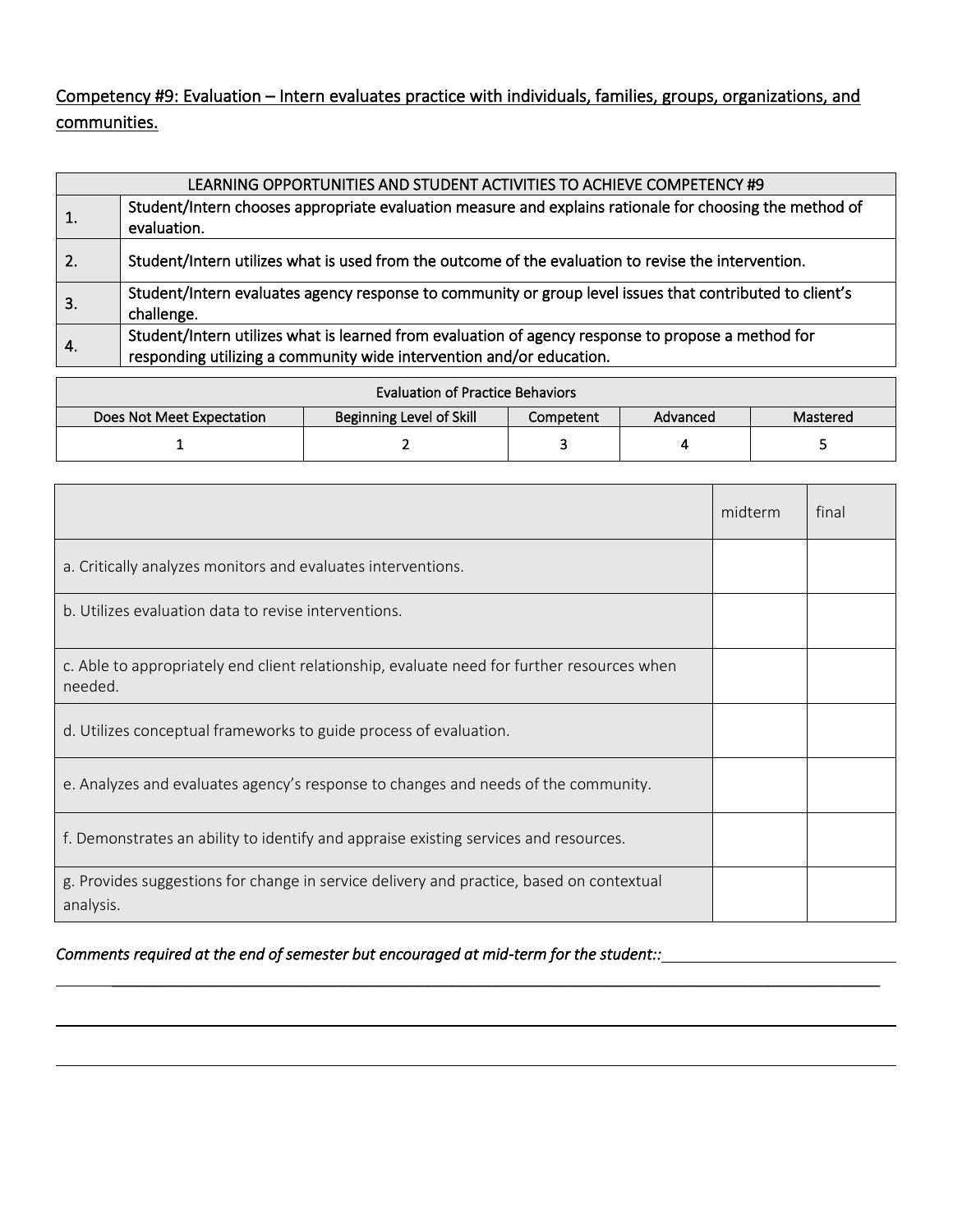Competency #9: Evaluation – Intern evaluates practice with individuals, families, groups, organizations, and communities.

| LEARNING OPPORTUNITIES AND STUDENT ACTIVITIES TO ACHIEVE COMPETENCY #9 | |
|---|---|
| 1. | Student/Intern chooses appropriate evaluation measure and explains rationale for choosing the method of evaluation. |
| 2. | Student/Intern utilizes what is used from the outcome of the evaluation to revise the intervention. |
| 3. | Student/Intern evaluates agency response to community or group level issues that contributed to client's challenge. |
| 4. | Student/Intern utilizes what is learned from evaluation of agency response to propose a method for responding utilizing a community wide intervention and/or education. |

| Evaluation of Practice Behaviors | | | | |
|---|---|---|---|---|
| Does Not Meet Expectation | Beginning Level of Skill | Competent | Advanced | Mastered |
| 1 | 2 | 3 | 4 | 5 |

| | midterm | final |
|---|---|---|
| a. Critically analyzes monitors and evaluates interventions. | | |
| b. Utilizes evaluation data to revise interventions. | | |
| c. Able to appropriately end client relationship, evaluate need for further resources when needed. | | |
| d. Utilizes conceptual frameworks to guide process of evaluation. | | |
| e. Analyzes and evaluates agency's response to changes and needs of the community. | | |
| f. Demonstrates an ability to identify and appraise existing services and resources. | | |
| g. Provides suggestions for change in service delivery and practice, based on contextual analysis. | | |

*Comments required at the end of semester but encouraged at mid-term for the student::*\_\_\_\_\_\_\_\_\_\_\_\_\_\_\_\_\_\_\_\_\_\_\_\_\_\_\_\_

\_\_\_\_\_\_\_\_\_\_\_\_\_\_\_\_\_\_\_\_\_\_\_\_\_\_\_\_\_\_\_\_\_\_\_\_\_\_\_\_\_\_\_\_\_\_\_\_\_\_\_\_\_\_\_\_\_\_\_\_\_\_\_\_\_\_\_\_\_\_\_\_\_\_\_\_\_\_\_\_\_\_\_\_\_\_

\_\_\_\_\_\_\_\_\_\_\_\_\_\_\_\_\_\_\_\_\_\_\_\_\_\_\_\_\_\_\_\_\_\_\_\_\_\_\_\_\_\_\_\_\_\_\_\_\_\_\_\_\_\_\_\_\_\_\_\_\_\_\_\_\_\_\_\_\_\_\_\_\_\_\_\_\_\_\_\_\_\_\_\_\_\_

\_\_\_\_\_\_\_\_\_\_\_\_\_\_\_\_\_\_\_\_\_\_\_\_\_\_\_\_\_\_\_\_\_\_\_\_\_\_\_\_\_\_\_\_\_\_\_\_\_\_\_\_\_\_\_\_\_\_\_\_\_\_\_\_\_\_\_\_\_\_\_\_\_\_\_\_\_\_\_\_\_\_\_\_\_\_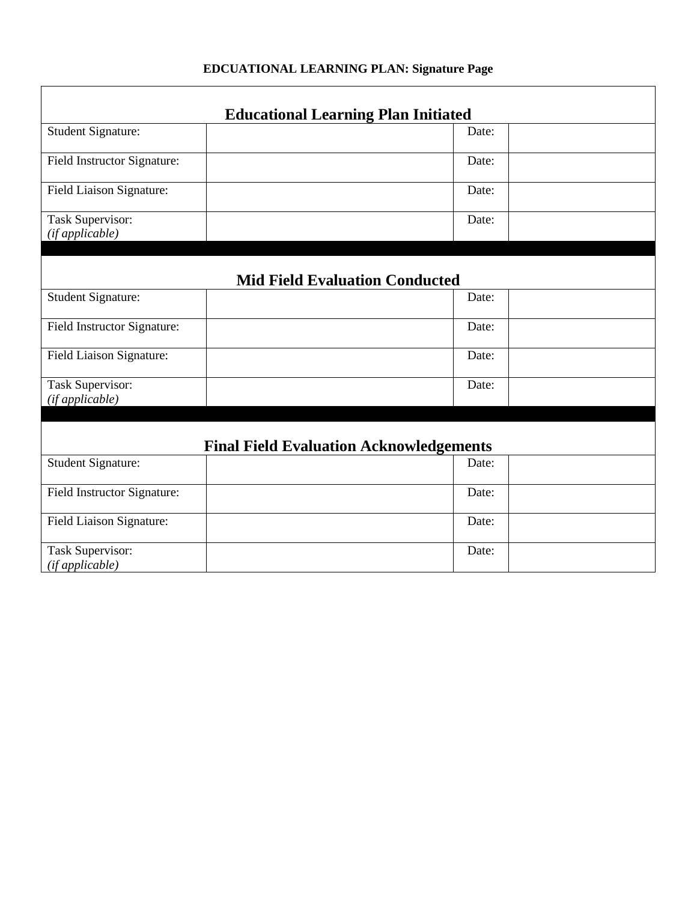**EDCUATIONAL LEARNING PLAN: Signature Page**

| | | | |
|---|---|---|---|
| **Educational Learning Plan Initiated** | | | |
| Student Signature: | | Date: | |
| Field Instructor Signature: | | Date: | |
| Field Liaison Signature: | | Date: | |
| Task Supervisor: *(if applicable)* | | Date: | |
| **Mid Field Evaluation Conducted** | | | |
| Student Signature: | | Date: | |
| Field Instructor Signature: | | Date: | |
| Field Liaison Signature: | | Date: | |
| Task Supervisor: *(if applicable)* | | Date: | |
| **Final Field Evaluation Acknowledgements** | | | |
| Student Signature: | | Date: | |
| Field Instructor Signature: | | Date: | |
| Field Liaison Signature: | | Date: | |
| Task Supervisor: *(if applicable)* | | Date: | |